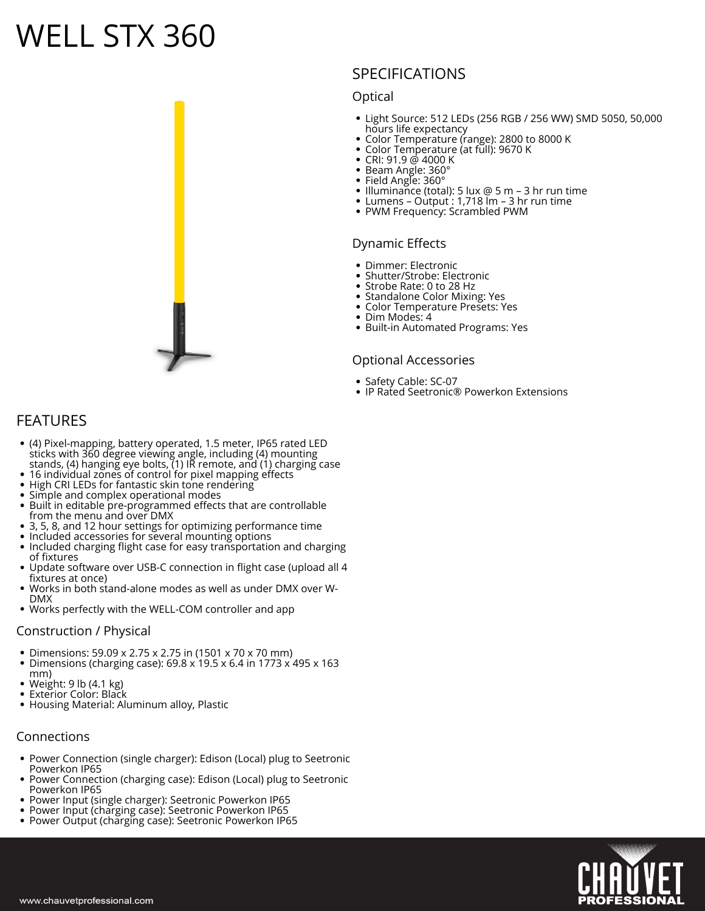# WELL STX 360

## SPECIFICATIONS

### Optical

- Light Source: 512 LEDs (256 RGB / 256 WW) SMD 5050, 50,000 hours life expectancy
- Color Temperature (range): 2800 to 8000 K
- Color Temperature (at full): 9670 K
- CRI: 91.9 @ 4000 K
- Beam Angle: 360°
- Field Angle: 360°
- Illuminance (total): 5 lux @ 5 m – 3 hr run time
- Lumens – Output : 1,718 lm – 3 hr run time
- PWM Frequency: Scrambled PWM

### Dynamic Effects

- Dimmer: Electronic
- Shutter/Strobe: Electronic
- Strobe Rate: 0 to 28 Hz
- Standalone Color Mixing: Yes
- Color Temperature Presets: Yes
- Dim Modes: 4
- Built-in Automated Programs: Yes

### Optional Accessories

- Safety Cable: SC-07
- IP Rated Seetronic® Powerkon Extensions

## FEATURES

- (4) Pixel-mapping, battery operated, 1.5 meter, IP65 rated LED sticks with 360 degree viewing angle, including (4) mounting stands, (4) hanging eye bolts, (1) IR remote, and (1) charging case
- 16 individual zones of control for pixel mapping effects
- High CRI LEDs for fantastic skin tone rendering
- Simple and complex operational modes
- Built in editable pre-programmed effects that are controllable from the menu and over DMX
- 3, 5, 8, and 12 hour settings for optimizing performance time
- Included accessories for several mounting options
- Included charging flight case for easy transportation and charging of fixtures
- Update software over USB-C connection in flight case (upload all 4 fixtures at once)
- Works in both stand-alone modes as well as under DMX over W-DMX
- Works perfectly with the WELL-COM controller and app

### Construction / Physical

- Dimensions: 59.09 x 2.75 x 2.75 in (1501 x 70 x 70 mm)
- Dimensions (charging case): 69.8 x 19.5 x 6.4 in 1773 x 495 x 163 mm)
- Weight: 9 lb (4.1 kg)
- Exterior Color: Black
- Housing Material: Aluminum alloy, Plastic

### Connections

- Power Connection (single charger): Edison (Local) plug to Seetronic Powerkon IP65
- Power Connection (charging case): Edison (Local) plug to Seetronic Powerkon IP65
- Power Input (single charger): Seetronic Powerkon IP65
- Power Input (charging case): Seetronic Powerkon IP65
- Power Output (charging case): Seetronic Powerkon IP65

www.chauvetprofessional.com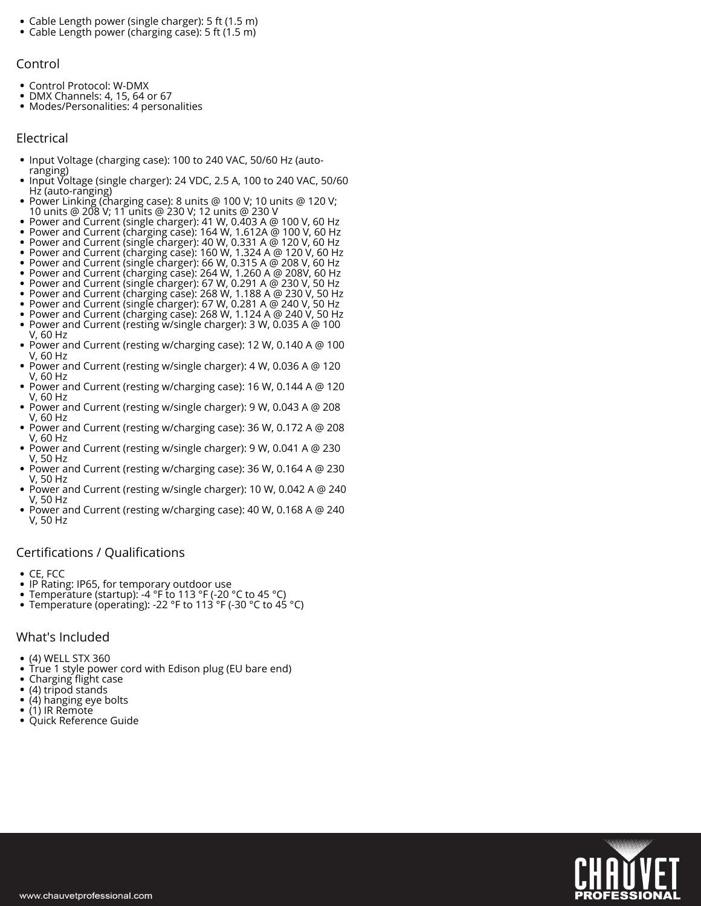- Cable Length power (single charger): 5 ft (1.5 m)
- Cable Length power (charging case): 5 ft (1.5 m)

## Control

- Control Protocol: W-DMX
- DMX Channels: 4, 15, 64 or 67
- Modes/Personalities: 4 personalities

## Electrical

- Input Voltage (charging case): 100 to 240 VAC, 50/60 Hz (auto-ranging)
- Input Voltage (single charger): 24 VDC, 2.5 A, 100 to 240 VAC, 50/60 Hz (auto-ranging)
- Power Linking (charging case): 8 units @ 100 V; 10 units @ 120 V; 10 units @ 208 V; 11 units @ 230 V; 12 units @ 230 V
- Power and Current (single charger): 41 W, 0.403 A @ 100 V, 60 Hz
- Power and Current (charging case): 164 W, 1.612A @ 100 V, 60 Hz
- Power and Current (single charger): 40 W, 0.331 A @ 120 V, 60 Hz
- Power and Current (charging case): 160 W, 1.324 A @ 120 V, 60 Hz
- Power and Current (single charger): 66 W, 0.315 A @ 208 V, 60 Hz
- Power and Current (charging case): 264 W, 1.260 A @ 208V, 60 Hz
- Power and Current (single charger): 67 W, 0.291 A @ 230 V, 50 Hz
- Power and Current (charging case): 268 W, 1.188 A @ 230 V, 50 Hz
- Power and Current (single charger): 67 W, 0.281 A @ 240 V, 50 Hz
- Power and Current (charging case): 268 W, 1.124 A @ 240 V, 50 Hz
- Power and Current (resting w/single charger): 3 W, 0.035 A @ 100 V, 60 Hz
- Power and Current (resting w/charging case): 12 W, 0.140 A @ 100 V, 60 Hz
- Power and Current (resting w/single charger): 4 W, 0.036 A @ 120 V, 60 Hz
- Power and Current (resting w/charging case): 16 W, 0.144 A @ 120 V, 60 Hz
- Power and Current (resting w/single charger): 9 W, 0.043 A @ 208 V, 60 Hz
- Power and Current (resting w/charging case): 36 W, 0.172 A @ 208 V, 60 Hz
- Power and Current (resting w/single charger): 9 W, 0.041 A @ 230 V, 50 Hz
- Power and Current (resting w/charging case): 36 W, 0.164 A @ 230 V, 50 Hz
- Power and Current (resting w/single charger): 10 W, 0.042 A @ 240 V, 50 Hz
- Power and Current (resting w/charging case): 40 W, 0.168 A @ 240 V, 50 Hz

## Certifications / Qualifications

- CE, FCC
- IP Rating: IP65, for temporary outdoor use
- Temperature (startup): -4 °F to 113 °F (-20 °C to 45 °C)
- Temperature (operating): -22 °F to 113 °F (-30 °C to 45 °C)

## What's Included

- (4) WELL STX 360
- True 1 style power cord with Edison plug (EU bare end)
- Charging flight case
- (4) tripod stands
- (4) hanging eye bolts
- (1) IR Remote
- Quick Reference Guide